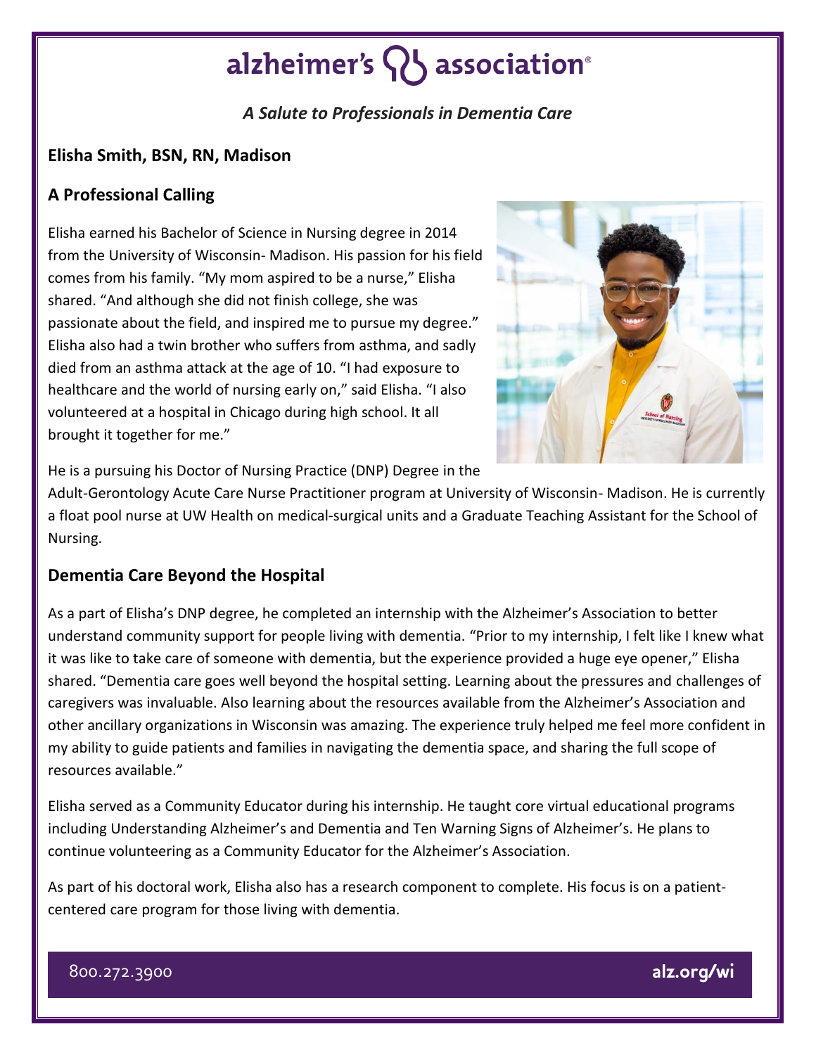# alzheimer's association®

*A Salute to Professionals in Dementia Care*

**Elisha Smith, BSN, RN, Madison**

## A Professional Calling

Elisha earned his Bachelor of Science in Nursing degree in 2014 from the University of Wisconsin- Madison. His passion for his field comes from his family. "My mom aspired to be a nurse," Elisha shared. "And although she did not finish college, she was passionate about the field, and inspired me to pursue my degree." Elisha also had a twin brother who suffers from asthma, and sadly died from an asthma attack at the age of 10. "I had exposure to healthcare and the world of nursing early on," said Elisha. "I also volunteered at a hospital in Chicago during high school. It all brought it together for me."

He is a pursuing his Doctor of Nursing Practice (DNP) Degree in the Adult-Gerontology Acute Care Nurse Practitioner program at University of Wisconsin- Madison. He is currently a float pool nurse at UW Health on medical-surgical units and a Graduate Teaching Assistant for the School of Nursing.

## Dementia Care Beyond the Hospital

As a part of Elisha's DNP degree, he completed an internship with the Alzheimer's Association to better understand community support for people living with dementia. "Prior to my internship, I felt like I knew what it was like to take care of someone with dementia, but the experience provided a huge eye opener," Elisha shared. "Dementia care goes well beyond the hospital setting. Learning about the pressures and challenges of caregivers was invaluable. Also learning about the resources available from the Alzheimer's Association and other ancillary organizations in Wisconsin was amazing. The experience truly helped me feel more confident in my ability to guide patients and families in navigating the dementia space, and sharing the full scope of resources available."

Elisha served as a Community Educator during his internship. He taught core virtual educational programs including Understanding Alzheimer's and Dementia and Ten Warning Signs of Alzheimer's. He plans to continue volunteering as a Community Educator for the Alzheimer's Association.

As part of his doctoral work, Elisha also has a research component to complete. His focus is on a patient-centered care program for those living with dementia.

800.272.3900 alz.org/wi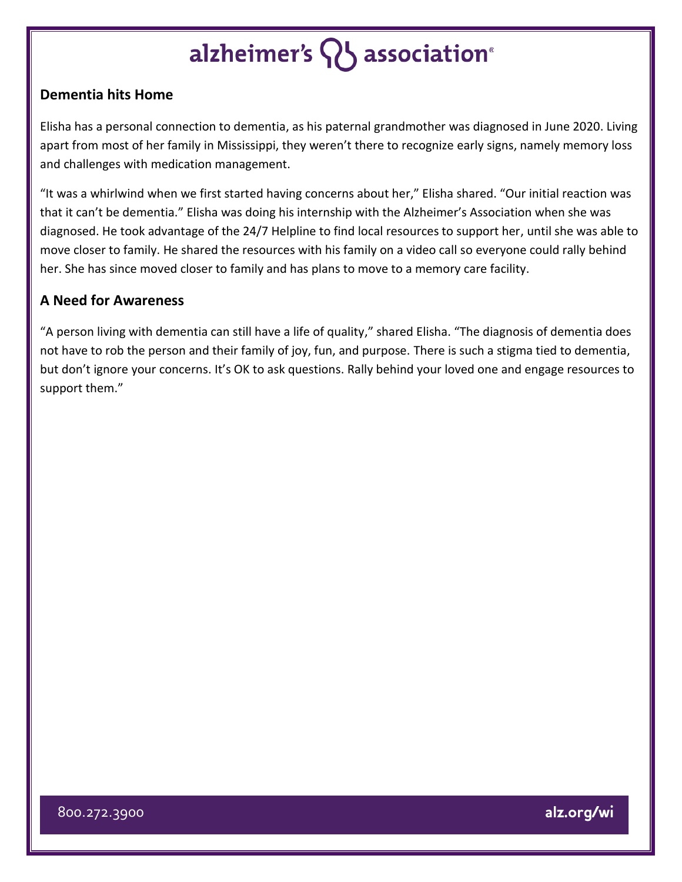## Dementia hits Home

Elisha has a personal connection to dementia, as his paternal grandmother was diagnosed in June 2020. Living apart from most of her family in Mississippi, they weren't there to recognize early signs, namely memory loss and challenges with medication management.

"It was a whirlwind when we first started having concerns about her," Elisha shared. "Our initial reaction was that it can't be dementia." Elisha was doing his internship with the Alzheimer's Association when she was diagnosed. He took advantage of the 24/7 Helpline to find local resources to support her, until she was able to move closer to family. He shared the resources with his family on a video call so everyone could rally behind her. She has since moved closer to family and has plans to move to a memory care facility.

## A Need for Awareness

"A person living with dementia can still have a life of quality," shared Elisha. "The diagnosis of dementia does not have to rob the person and their family of joy, fun, and purpose. There is such a stigma tied to dementia, but don't ignore your concerns. It's OK to ask questions. Rally behind your loved one and engage resources to support them."